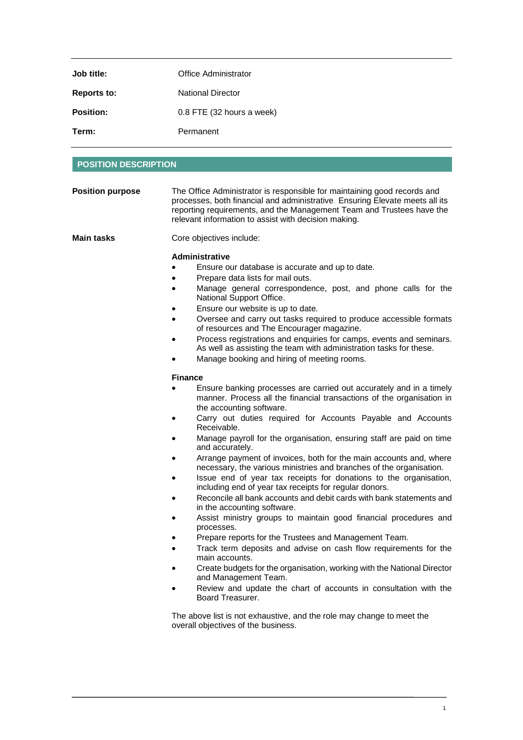| | |
|---|---|
| **Job title:** | Office Administrator |
| **Reports to:** | National Director |
| **Position:** | 0.8 FTE (32 hours a week) |
| **Term:** | Permanent |

## POSITION DESCRIPTION

**Position purpose**

The Office Administrator is responsible for maintaining good records and processes, both financial and administrative. Ensuring Elevate meets all its reporting requirements, and the Management Team and Trustees have the relevant information to assist with decision making.

**Main tasks**

Core objectives include:

**Administrative**

- Ensure our database is accurate and up to date.
- Prepare data lists for mail outs.
- Manage general correspondence, post, and phone calls for the National Support Office.
- Ensure our website is up to date.
- Oversee and carry out tasks required to produce accessible formats of resources and The Encourager magazine.
- Process registrations and enquiries for camps, events and seminars. As well as assisting the team with administration tasks for these.
- Manage booking and hiring of meeting rooms.

**Finance**

- Ensure banking processes are carried out accurately and in a timely manner. Process all the financial transactions of the organisation in the accounting software.
- Carry out duties required for Accounts Payable and Accounts Receivable.
- Manage payroll for the organisation, ensuring staff are paid on time and accurately.
- Arrange payment of invoices, both for the main accounts and, where necessary, the various ministries and branches of the organisation.
- Issue end of year tax receipts for donations to the organisation, including end of year tax receipts for regular donors.
- Reconcile all bank accounts and debit cards with bank statements and in the accounting software.
- Assist ministry groups to maintain good financial procedures and processes.
- Prepare reports for the Trustees and Management Team.
- Track term deposits and advise on cash flow requirements for the main accounts.
- Create budgets for the organisation, working with the National Director and Management Team.
- Review and update the chart of accounts in consultation with the Board Treasurer.

The above list is not exhaustive, and the role may change to meet the overall objectives of the business.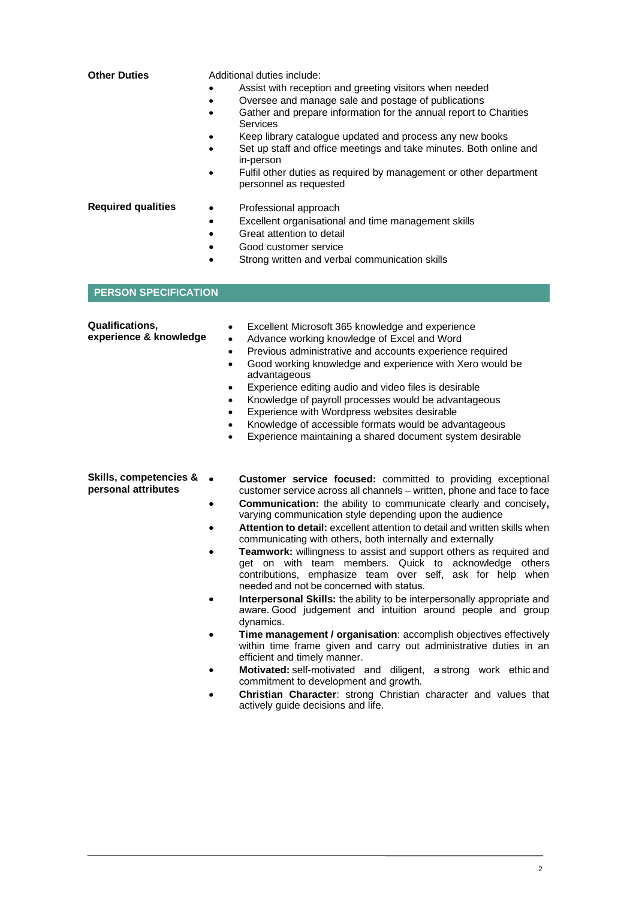**Other Duties**

Additional duties include:

- Assist with reception and greeting visitors when needed
- Oversee and manage sale and postage of publications
- Gather and prepare information for the annual report to Charities Services
- Keep library catalogue updated and process any new books
- Set up staff and office meetings and take minutes. Both online and in-person
- Fulfil other duties as required by management or other department personnel as requested

**Required qualities**

- Professional approach
- Excellent organisational and time management skills
- Great attention to detail
- Good customer service
- Strong written and verbal communication skills

## PERSON SPECIFICATION

**Qualifications, experience & knowledge**

- Excellent Microsoft 365 knowledge and experience
- Advance working knowledge of Excel and Word
- Previous administrative and accounts experience required
- Good working knowledge and experience with Xero would be advantageous
- Experience editing audio and video files is desirable
- Knowledge of payroll processes would be advantageous
- Experience with Wordpress websites desirable
- Knowledge of accessible formats would be advantageous
- Experience maintaining a shared document system desirable

**Skills, competencies & personal attributes**

- **Customer service focused:** committed to providing exceptional customer service across all channels – written, phone and face to face
- **Communication:** the ability to communicate clearly and concisely**,** varying communication style depending upon the audience
- **Attention to detail:** excellent attention to detail and written skills when communicating with others, both internally and externally
- **Teamwork:** willingness to assist and support others as required and get on with team members. Quick to acknowledge others contributions, emphasize team over self, ask for help when needed and not be concerned with status.
- **Interpersonal Skills:** the ability to be interpersonally appropriate and aware. Good judgement and intuition around people and group dynamics.
- **Time management / organisation**: accomplish objectives effectively within time frame given and carry out administrative duties in an efficient and timely manner.
- **Motivated:** self-motivated and diligent, a strong work ethic and commitment to development and growth.
- **Christian Character**: strong Christian character and values that actively guide decisions and life.